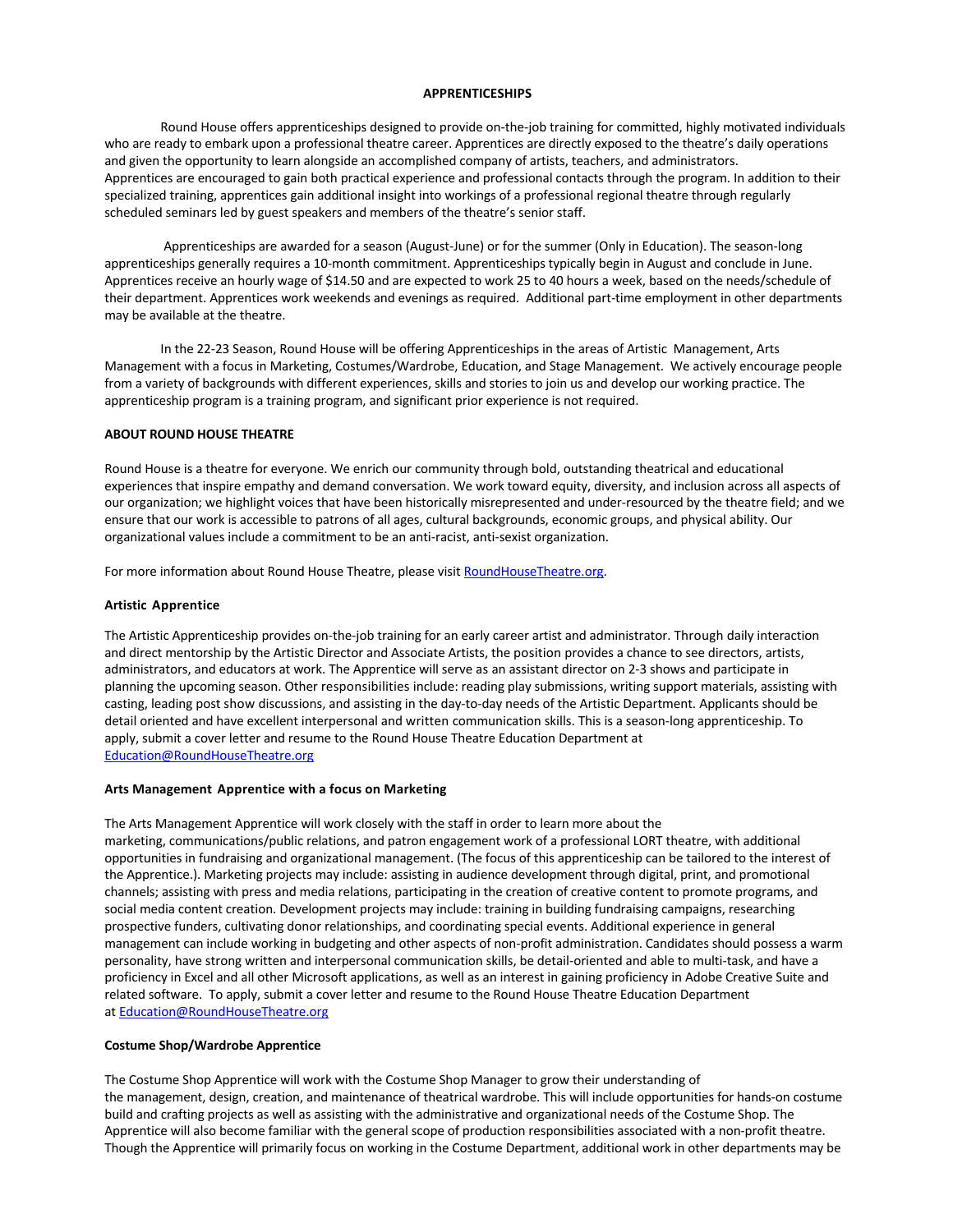**APPRENTICESHIPS**

Round House offers apprenticeships designed to provide on-the-job training for committed, highly motivated individuals who are ready to embark upon a professional theatre career. Apprentices are directly exposed to the theatre's daily operations and given the opportunity to learn alongside an accomplished company of artists, teachers, and administrators. Apprentices are encouraged to gain both practical experience and professional contacts through the program. In addition to their specialized training, apprentices gain additional insight into workings of a professional regional theatre through regularly scheduled seminars led by guest speakers and members of the theatre's senior staff.

Apprenticeships are awarded for a season (August-June) or for the summer (Only in Education). The season-long apprenticeships generally requires a 10-month commitment. Apprenticeships typically begin in August and conclude in June. Apprentices receive an hourly wage of $14.50 and are expected to work 25 to 40 hours a week, based on the needs/schedule of their department. Apprentices work weekends and evenings as required. Additional part-time employment in other departments may be available at the theatre.

In the 22-23 Season, Round House will be offering Apprenticeships in the areas of Artistic Management, Arts Management with a focus in Marketing, Costumes/Wardrobe, Education, and Stage Management. We actively encourage people from a variety of backgrounds with different experiences, skills and stories to join us and develop our working practice. The apprenticeship program is a training program, and significant prior experience is not required.

**ABOUT ROUND HOUSE THEATRE**

Round House is a theatre for everyone. We enrich our community through bold, outstanding theatrical and educational experiences that inspire empathy and demand conversation. We work toward equity, diversity, and inclusion across all aspects of our organization; we highlight voices that have been historically misrepresented and under-resourced by the theatre field; and we ensure that our work is accessible to patrons of all ages, cultural backgrounds, economic groups, and physical ability. Our organizational values include a commitment to be an anti-racist, anti-sexist organization.

For more information about Round House Theatre, please visit RoundHouseTheatre.org.

**Artistic Apprentice**

The Artistic Apprenticeship provides on-the-job training for an early career artist and administrator. Through daily interaction and direct mentorship by the Artistic Director and Associate Artists, the position provides a chance to see directors, artists, administrators, and educators at work. The Apprentice will serve as an assistant director on 2-3 shows and participate in planning the upcoming season. Other responsibilities include: reading play submissions, writing support materials, assisting with casting, leading post show discussions, and assisting in the day-to-day needs of the Artistic Department. Applicants should be detail oriented and have excellent interpersonal and written communication skills. This is a season-long apprenticeship. To apply, submit a cover letter and resume to the Round House Theatre Education Department at Education@RoundHouseTheatre.org

**Arts Management Apprentice with a focus on Marketing**

The Arts Management Apprentice will work closely with the staff in order to learn more about the marketing, communications/public relations, and patron engagement work of a professional LORT theatre, with additional opportunities in fundraising and organizational management. (The focus of this apprenticeship can be tailored to the interest of the Apprentice.). Marketing projects may include: assisting in audience development through digital, print, and promotional channels; assisting with press and media relations, participating in the creation of creative content to promote programs, and social media content creation. Development projects may include: training in building fundraising campaigns, researching prospective funders, cultivating donor relationships, and coordinating special events. Additional experience in general management can include working in budgeting and other aspects of non-profit administration. Candidates should possess a warm personality, have strong written and interpersonal communication skills, be detail-oriented and able to multi-task, and have a proficiency in Excel and all other Microsoft applications, as well as an interest in gaining proficiency in Adobe Creative Suite and related software. To apply, submit a cover letter and resume to the Round House Theatre Education Department at Education@RoundHouseTheatre.org

**Costume Shop/Wardrobe Apprentice**

The Costume Shop Apprentice will work with the Costume Shop Manager to grow their understanding of the management, design, creation, and maintenance of theatrical wardrobe. This will include opportunities for hands-on costume build and crafting projects as well as assisting with the administrative and organizational needs of the Costume Shop. The Apprentice will also become familiar with the general scope of production responsibilities associated with a non-profit theatre. Though the Apprentice will primarily focus on working in the Costume Department, additional work in other departments may be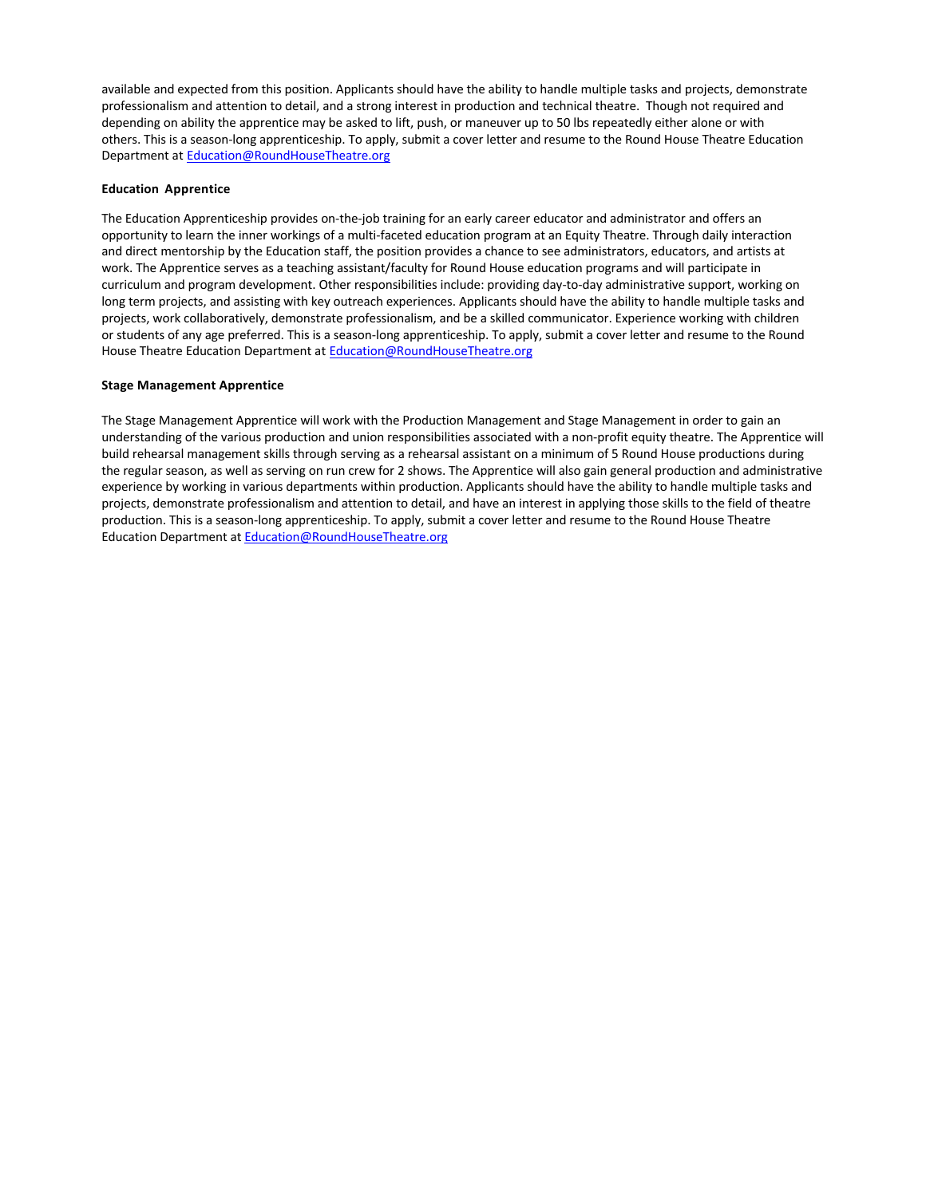available and expected from this position. Applicants should have the ability to handle multiple tasks and projects, demonstrate professionalism and attention to detail, and a strong interest in production and technical theatre. Though not required and depending on ability the apprentice may be asked to lift, push, or maneuver up to 50 lbs repeatedly either alone or with others. This is a season-long apprenticeship. To apply, submit a cover letter and resume to the Round House Theatre Education Department at Education@RoundHouseTheatre.org

**Education Apprentice**

The Education Apprenticeship provides on-the-job training for an early career educator and administrator and offers an opportunity to learn the inner workings of a multi-faceted education program at an Equity Theatre. Through daily interaction and direct mentorship by the Education staff, the position provides a chance to see administrators, educators, and artists at work. The Apprentice serves as a teaching assistant/faculty for Round House education programs and will participate in curriculum and program development. Other responsibilities include: providing day-to-day administrative support, working on long term projects, and assisting with key outreach experiences. Applicants should have the ability to handle multiple tasks and projects, work collaboratively, demonstrate professionalism, and be a skilled communicator. Experience working with children or students of any age preferred. This is a season-long apprenticeship. To apply, submit a cover letter and resume to the Round House Theatre Education Department at Education@RoundHouseTheatre.org

**Stage Management Apprentice**

The Stage Management Apprentice will work with the Production Management and Stage Management in order to gain an understanding of the various production and union responsibilities associated with a non-profit equity theatre. The Apprentice will build rehearsal management skills through serving as a rehearsal assistant on a minimum of 5 Round House productions during the regular season, as well as serving on run crew for 2 shows. The Apprentice will also gain general production and administrative experience by working in various departments within production. Applicants should have the ability to handle multiple tasks and projects, demonstrate professionalism and attention to detail, and have an interest in applying those skills to the field of theatre production. This is a season-long apprenticeship. To apply, submit a cover letter and resume to the Round House Theatre Education Department at Education@RoundHouseTheatre.org